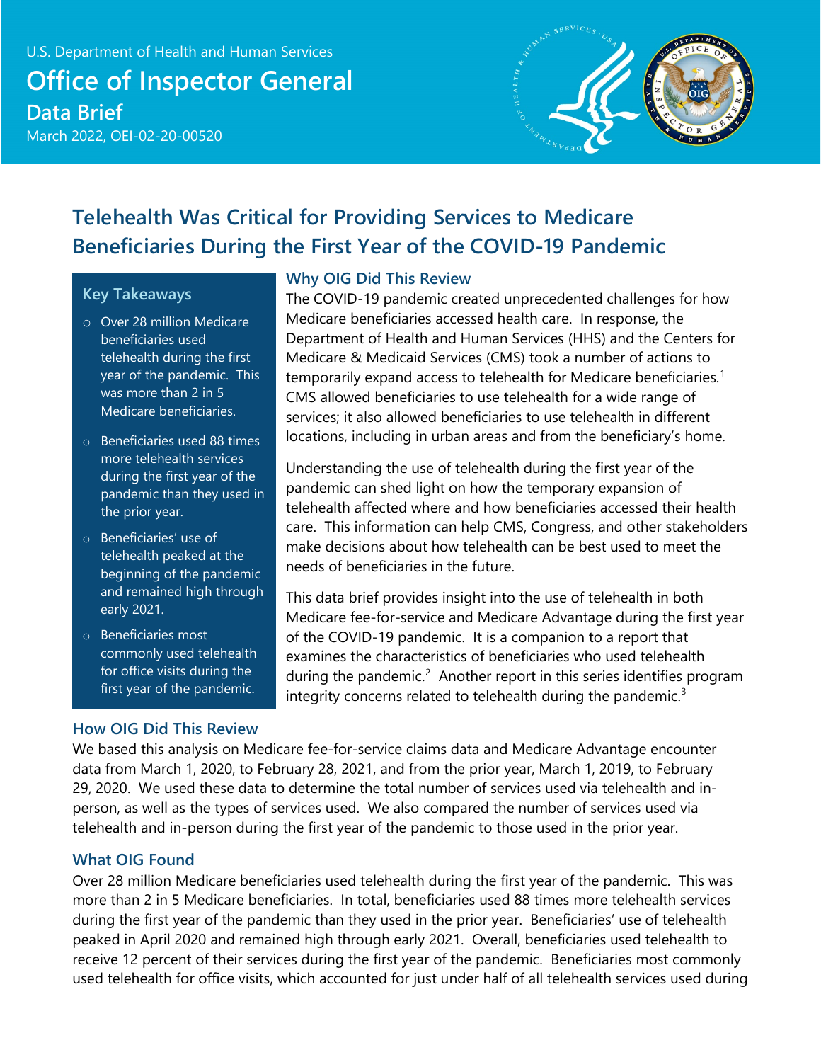U.S. Department of Health and Human Services

# Office of Inspector General

**Data Brief**

March 2022, OEI-02-20-00520

# Telehealth Was Critical for Providing Services to Medicare Beneficiaries During the First Year of the COVID-19 Pandemic

### Key Takeaways

- Over 28 million Medicare beneficiaries used telehealth during the first year of the pandemic. This was more than 2 in 5 Medicare beneficiaries.
- Beneficiaries used 88 times more telehealth services during the first year of the pandemic than they used in the prior year.
- Beneficiaries' use of telehealth peaked at the beginning of the pandemic and remained high through early 2021.
- Beneficiaries most commonly used telehealth for office visits during the first year of the pandemic.

## Why OIG Did This Review

The COVID-19 pandemic created unprecedented challenges for how Medicare beneficiaries accessed health care. In response, the Department of Health and Human Services (HHS) and the Centers for Medicare & Medicaid Services (CMS) took a number of actions to temporarily expand access to telehealth for Medicare beneficiaries.[1] CMS allowed beneficiaries to use telehealth for a wide range of services; it also allowed beneficiaries to use telehealth in different locations, including in urban areas and from the beneficiary's home.

Understanding the use of telehealth during the first year of the pandemic can shed light on how the temporary expansion of telehealth affected where and how beneficiaries accessed their health care. This information can help CMS, Congress, and other stakeholders make decisions about how telehealth can be best used to meet the needs of beneficiaries in the future.

This data brief provides insight into the use of telehealth in both Medicare fee-for-service and Medicare Advantage during the first year of the COVID-19 pandemic. It is a companion to a report that examines the characteristics of beneficiaries who used telehealth during the pandemic.[2] Another report in this series identifies program integrity concerns related to telehealth during the pandemic.[3]

## How OIG Did This Review

We based this analysis on Medicare fee-for-service claims data and Medicare Advantage encounter data from March 1, 2020, to February 28, 2021, and from the prior year, March 1, 2019, to February 29, 2020. We used these data to determine the total number of services used via telehealth and in-person, as well as the types of services used. We also compared the number of services used via telehealth and in-person during the first year of the pandemic to those used in the prior year.

## What OIG Found

Over 28 million Medicare beneficiaries used telehealth during the first year of the pandemic. This was more than 2 in 5 Medicare beneficiaries. In total, beneficiaries used 88 times more telehealth services during the first year of the pandemic than they used in the prior year. Beneficiaries' use of telehealth peaked in April 2020 and remained high through early 2021. Overall, beneficiaries used telehealth to receive 12 percent of their services during the first year of the pandemic. Beneficiaries most commonly used telehealth for office visits, which accounted for just under half of all telehealth services used during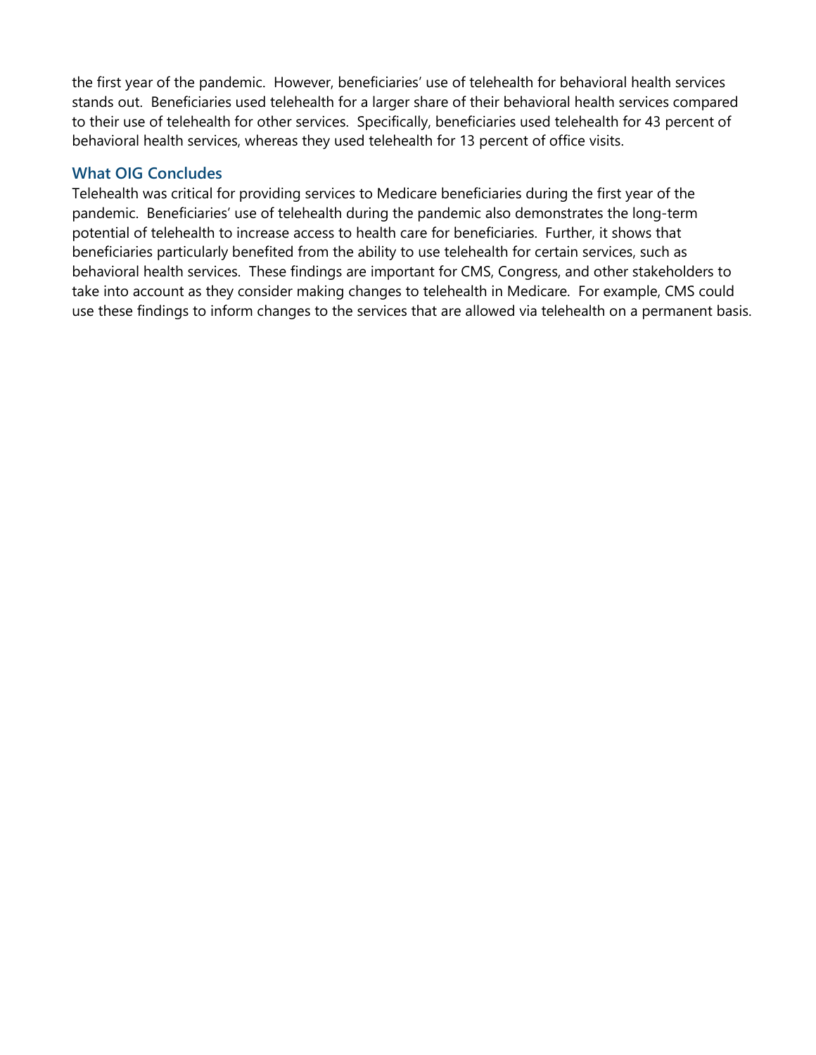the first year of the pandemic. However, beneficiaries' use of telehealth for behavioral health services stands out. Beneficiaries used telehealth for a larger share of their behavioral health services compared to their use of telehealth for other services. Specifically, beneficiaries used telehealth for 43 percent of behavioral health services, whereas they used telehealth for 13 percent of office visits.

### What OIG Concludes

Telehealth was critical for providing services to Medicare beneficiaries during the first year of the pandemic. Beneficiaries' use of telehealth during the pandemic also demonstrates the long-term potential of telehealth to increase access to health care for beneficiaries. Further, it shows that beneficiaries particularly benefited from the ability to use telehealth for certain services, such as behavioral health services. These findings are important for CMS, Congress, and other stakeholders to take into account as they consider making changes to telehealth in Medicare. For example, CMS could use these findings to inform changes to the services that are allowed via telehealth on a permanent basis.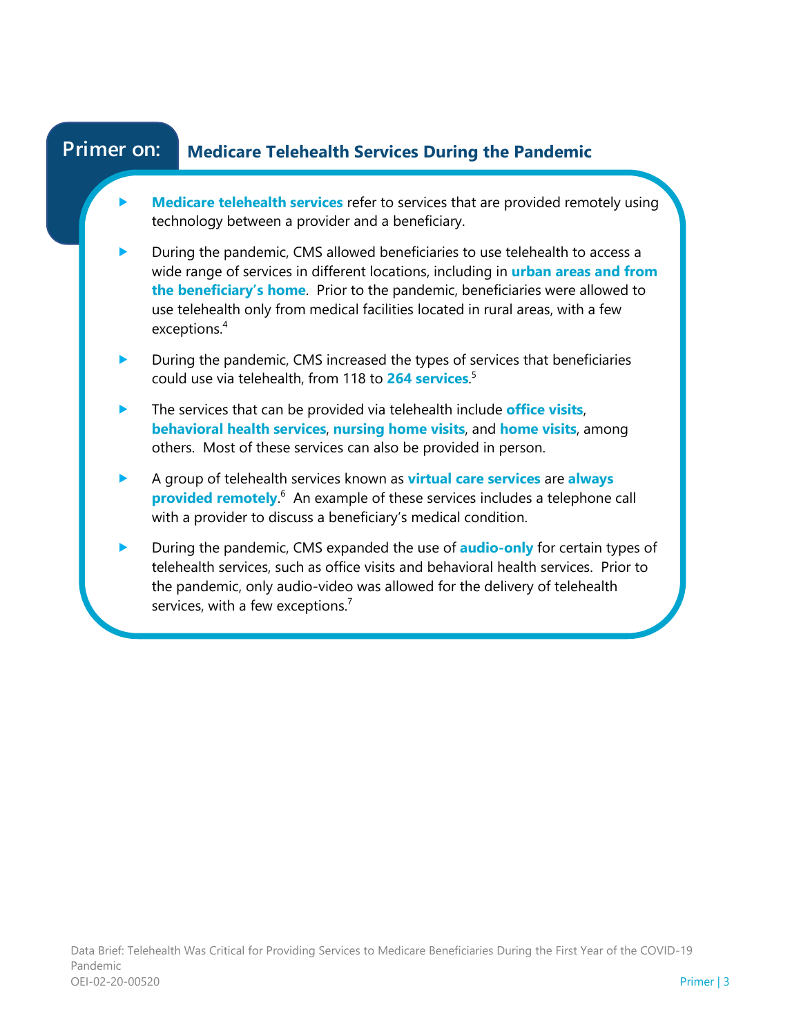## Primer on: Medicare Telehealth Services During the Pandemic

- **Medicare telehealth services** refer to services that are provided remotely using technology between a provider and a beneficiary.
- During the pandemic, CMS allowed beneficiaries to use telehealth to access a wide range of services in different locations, including in **urban areas and from the beneficiary's home**. Prior to the pandemic, beneficiaries were allowed to use telehealth only from medical facilities located in rural areas, with a few exceptions.[4]
- During the pandemic, CMS increased the types of services that beneficiaries could use via telehealth, from 118 to **264 services**.[5]
- The services that can be provided via telehealth include **office visits**, **behavioral health services**, **nursing home visits**, and **home visits**, among others. Most of these services can also be provided in person.
- A group of telehealth services known as **virtual care services** are **always provided remotely**.[6] An example of these services includes a telephone call with a provider to discuss a beneficiary's medical condition.
- During the pandemic, CMS expanded the use of **audio-only** for certain types of telehealth services, such as office visits and behavioral health services. Prior to the pandemic, only audio-video was allowed for the delivery of telehealth services, with a few exceptions.[7]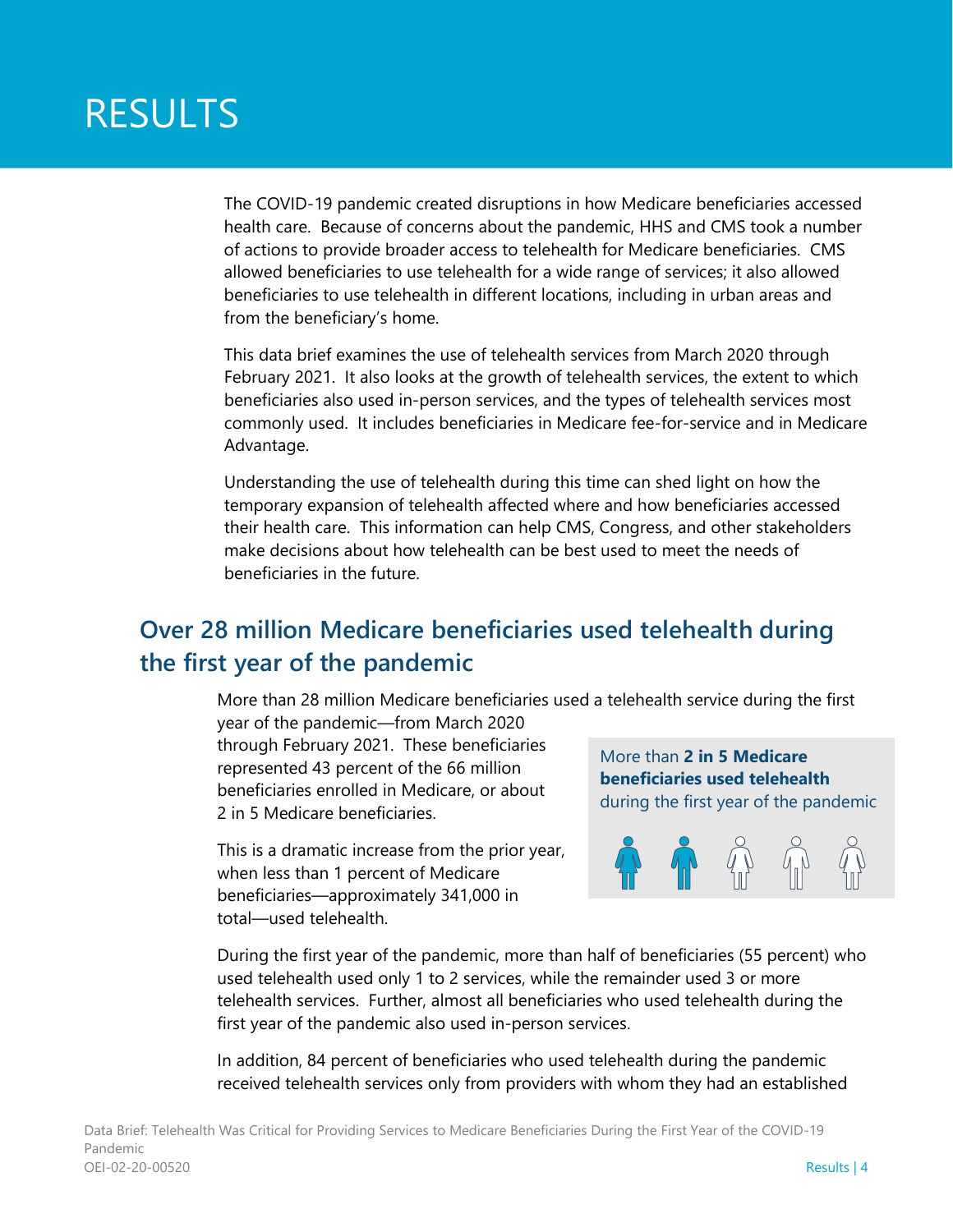# RESULTS

The COVID-19 pandemic created disruptions in how Medicare beneficiaries accessed health care. Because of concerns about the pandemic, HHS and CMS took a number of actions to provide broader access to telehealth for Medicare beneficiaries. CMS allowed beneficiaries to use telehealth for a wide range of services; it also allowed beneficiaries to use telehealth in different locations, including in urban areas and from the beneficiary's home.

This data brief examines the use of telehealth services from March 2020 through February 2021. It also looks at the growth of telehealth services, the extent to which beneficiaries also used in-person services, and the types of telehealth services most commonly used. It includes beneficiaries in Medicare fee-for-service and in Medicare Advantage.

Understanding the use of telehealth during this time can shed light on how the temporary expansion of telehealth affected where and how beneficiaries accessed their health care. This information can help CMS, Congress, and other stakeholders make decisions about how telehealth can be best used to meet the needs of beneficiaries in the future.

## Over 28 million Medicare beneficiaries used telehealth during the first year of the pandemic

More than 28 million Medicare beneficiaries used a telehealth service during the first year of the pandemic—from March 2020 through February 2021. These beneficiaries represented 43 percent of the 66 million beneficiaries enrolled in Medicare, or about 2 in 5 Medicare beneficiaries.

More than **2 in 5 Medicare beneficiaries used telehealth** during the first year of the pandemic

This is a dramatic increase from the prior year, when less than 1 percent of Medicare beneficiaries—approximately 341,000 in total—used telehealth.

During the first year of the pandemic, more than half of beneficiaries (55 percent) who used telehealth used only 1 to 2 services, while the remainder used 3 or more telehealth services. Further, almost all beneficiaries who used telehealth during the first year of the pandemic also used in-person services.

In addition, 84 percent of beneficiaries who used telehealth during the pandemic received telehealth services only from providers with whom they had an established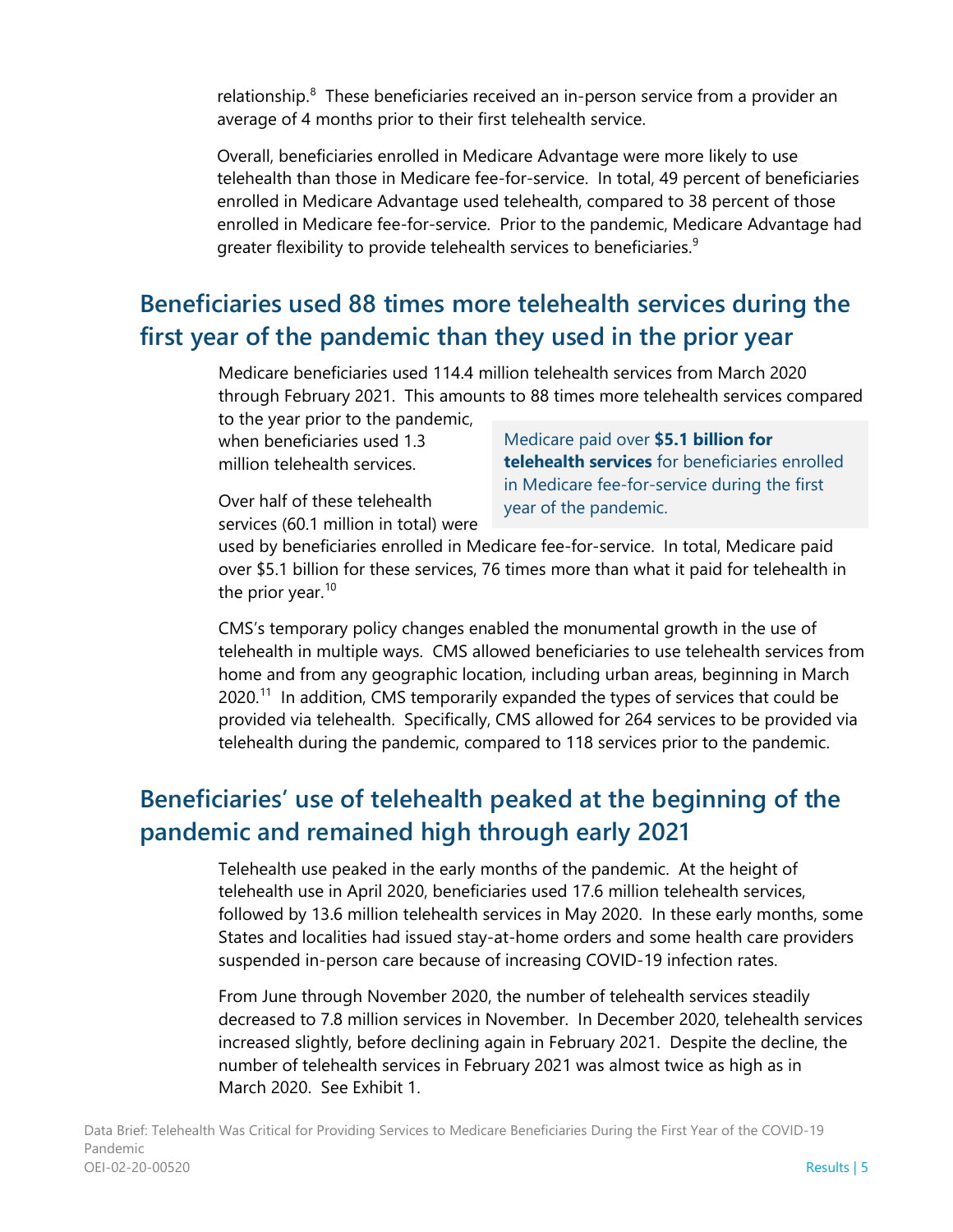relationship.[8] These beneficiaries received an in-person service from a provider an average of 4 months prior to their first telehealth service.

Overall, beneficiaries enrolled in Medicare Advantage were more likely to use telehealth than those in Medicare fee-for-service. In total, 49 percent of beneficiaries enrolled in Medicare Advantage used telehealth, compared to 38 percent of those enrolled in Medicare fee-for-service. Prior to the pandemic, Medicare Advantage had greater flexibility to provide telehealth services to beneficiaries.[9]

## Beneficiaries used 88 times more telehealth services during the first year of the pandemic than they used in the prior year

Medicare beneficiaries used 114.4 million telehealth services from March 2020 through February 2021. This amounts to 88 times more telehealth services compared to the year prior to the pandemic, when beneficiaries used 1.3 million telehealth services.

> Medicare paid over **$5.1 billion for telehealth services** for beneficiaries enrolled in Medicare fee-for-service during the first year of the pandemic.

Over half of these telehealth services (60.1 million in total) were used by beneficiaries enrolled in Medicare fee-for-service. In total, Medicare paid over $5.1 billion for these services, 76 times more than what it paid for telehealth in the prior year.[10]

CMS's temporary policy changes enabled the monumental growth in the use of telehealth in multiple ways. CMS allowed beneficiaries to use telehealth services from home and from any geographic location, including urban areas, beginning in March 2020.[11] In addition, CMS temporarily expanded the types of services that could be provided via telehealth. Specifically, CMS allowed for 264 services to be provided via telehealth during the pandemic, compared to 118 services prior to the pandemic.

## Beneficiaries' use of telehealth peaked at the beginning of the pandemic and remained high through early 2021

Telehealth use peaked in the early months of the pandemic. At the height of telehealth use in April 2020, beneficiaries used 17.6 million telehealth services, followed by 13.6 million telehealth services in May 2020. In these early months, some States and localities had issued stay-at-home orders and some health care providers suspended in-person care because of increasing COVID-19 infection rates.

From June through November 2020, the number of telehealth services steadily decreased to 7.8 million services in November. In December 2020, telehealth services increased slightly, before declining again in February 2021. Despite the decline, the number of telehealth services in February 2021 was almost twice as high as in March 2020. See Exhibit 1.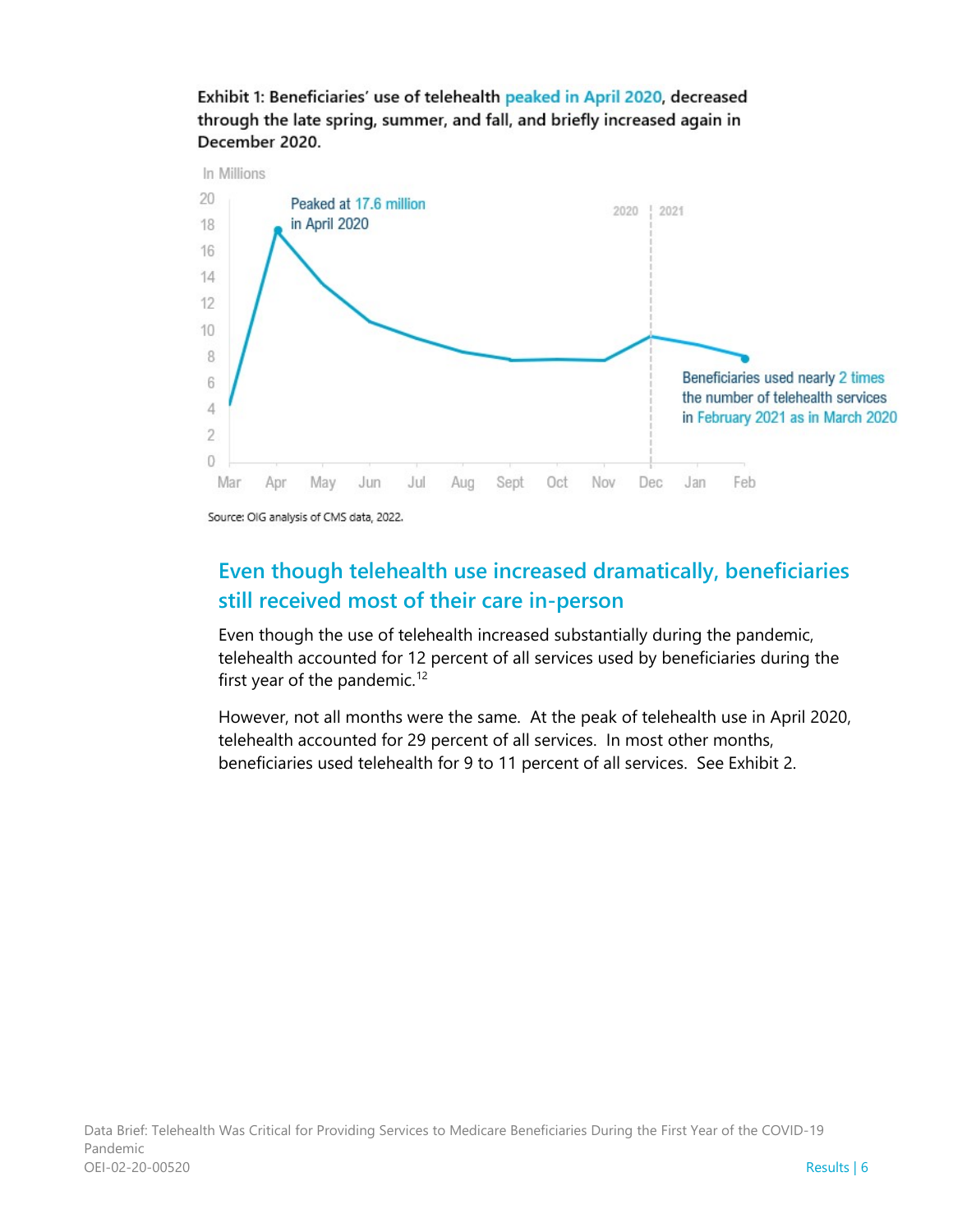**Exhibit 1: Beneficiaries' use of telehealth peaked in April 2020, decreased through the late spring, summer, and fall, and briefly increased again in December 2020.**

In Millions

Peaked at 17.6 million in April 2020

2020 | 2021

Beneficiaries used nearly 2 times the number of telehealth services in February 2021 as in March 2020

Mar Apr May Jun Jul Aug Sept Oct Nov Dec Jan Feb

Source: OIG analysis of CMS data, 2022.

## Even though telehealth use increased dramatically, beneficiaries still received most of their care in-person

Even though the use of telehealth increased substantially during the pandemic, telehealth accounted for 12 percent of all services used by beneficiaries during the first year of the pandemic.[12]

However, not all months were the same. At the peak of telehealth use in April 2020, telehealth accounted for 29 percent of all services. In most other months, beneficiaries used telehealth for 9 to 11 percent of all services. See Exhibit 2.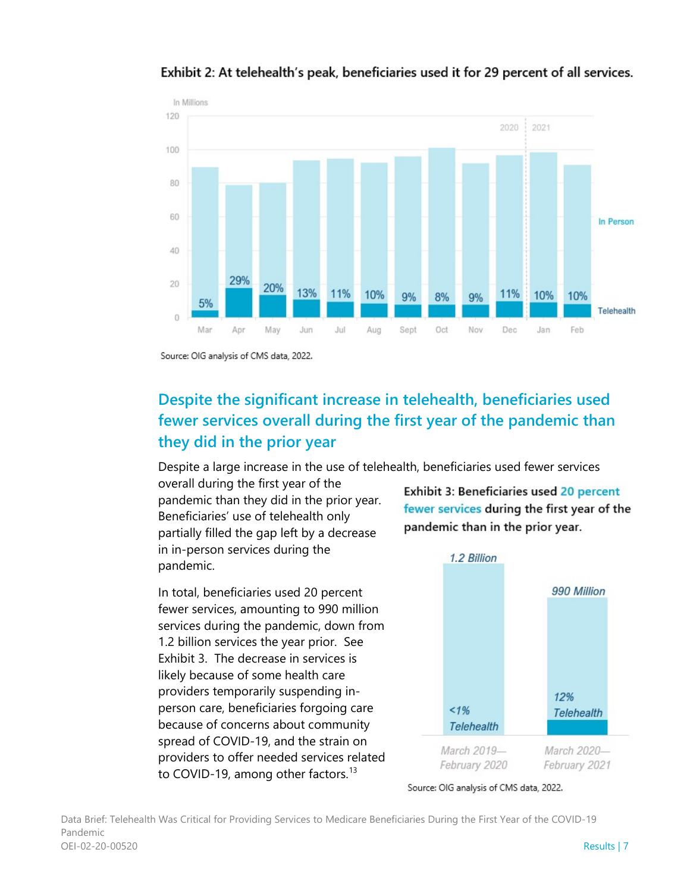**Exhibit 2: At telehealth's peak, beneficiaries used it for 29 percent of all services.**

| Month | Telehealth share |
| --- | --- |
| Mar (2020) | 5% |
| Apr | 29% |
| May | 20% |
| Jun | 13% |
| Jul | 11% |
| Aug | 10% |
| Sept | 9% |
| Oct | 8% |
| Nov | 9% |
| Dec | 11% |
| Jan (2021) | 10% |
| Feb | 10% |

Source: OIG analysis of CMS data, 2022.

## Despite the significant increase in telehealth, beneficiaries used fewer services overall during the first year of the pandemic than they did in the prior year

Despite a large increase in the use of telehealth, beneficiaries used fewer services overall during the first year of the pandemic than they did in the prior year. Beneficiaries' use of telehealth only partially filled the gap left by a decrease in in-person services during the pandemic.

In total, beneficiaries used 20 percent fewer services, amounting to 990 million services during the pandemic, down from 1.2 billion services the year prior. See Exhibit 3. The decrease in services is likely because of some health care providers temporarily suspending in-person care, beneficiaries forgoing care because of concerns about community spread of COVID-19, and the strain on providers to offer needed services related to COVID-19, among other factors.[13]

**Exhibit 3: Beneficiaries used 20 percent fewer services during the first year of the pandemic than in the prior year.**

| Period | Total services | Telehealth share |
| --- | --- | --- |
| March 2019—February 2020 | 1.2 Billion | <1% Telehealth |
| March 2020—February 2021 | 990 Million | 12% Telehealth |

Source: OIG analysis of CMS data, 2022.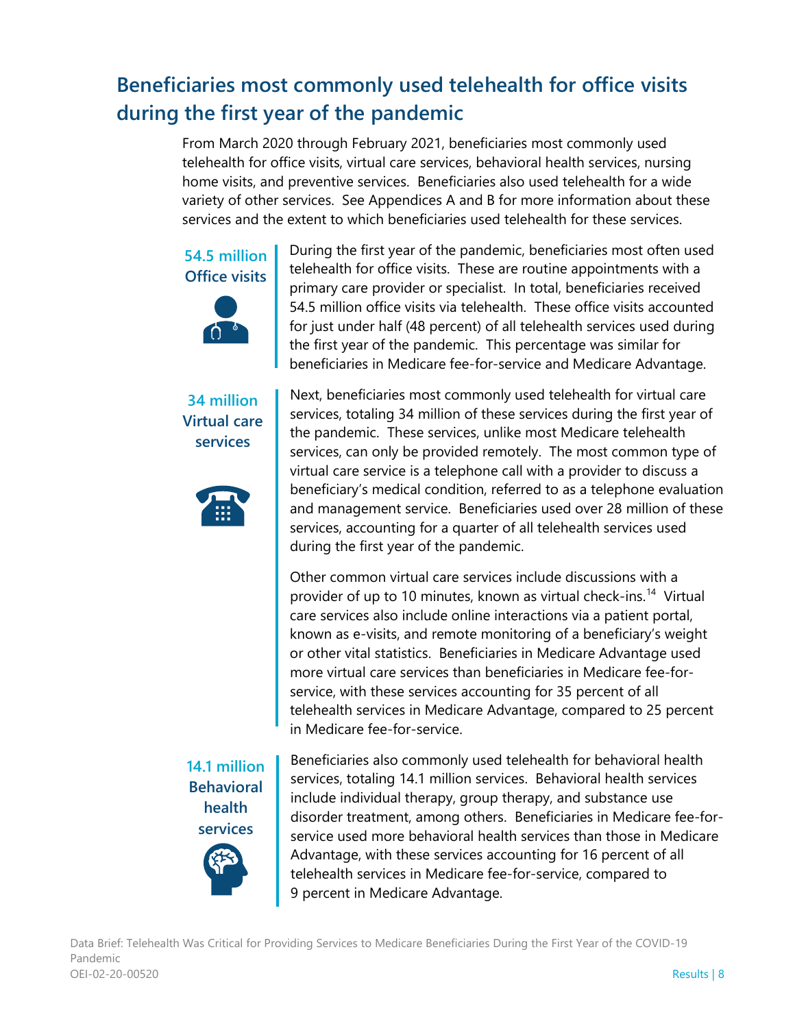## Beneficiaries most commonly used telehealth for office visits during the first year of the pandemic

From March 2020 through February 2021, beneficiaries most commonly used telehealth for office visits, virtual care services, behavioral health services, nursing home visits, and preventive services. Beneficiaries also used telehealth for a wide variety of other services. See Appendices A and B for more information about these services and the extent to which beneficiaries used telehealth for these services.

**54.5 million**
**Office visits**

During the first year of the pandemic, beneficiaries most often used telehealth for office visits. These are routine appointments with a primary care provider or specialist. In total, beneficiaries received 54.5 million office visits via telehealth. These office visits accounted for just under half (48 percent) of all telehealth services used during the first year of the pandemic. This percentage was similar for beneficiaries in Medicare fee-for-service and Medicare Advantage.

**34 million**
**Virtual care services**

Next, beneficiaries most commonly used telehealth for virtual care services, totaling 34 million of these services during the first year of the pandemic. These services, unlike most Medicare telehealth services, can only be provided remotely. The most common type of virtual care service is a telephone call with a provider to discuss a beneficiary's medical condition, referred to as a telephone evaluation and management service. Beneficiaries used over 28 million of these services, accounting for a quarter of all telehealth services used during the first year of the pandemic.

Other common virtual care services include discussions with a provider of up to 10 minutes, known as virtual check-ins.[14] Virtual care services also include online interactions via a patient portal, known as e-visits, and remote monitoring of a beneficiary's weight or other vital statistics. Beneficiaries in Medicare Advantage used more virtual care services than beneficiaries in Medicare fee-for-service, with these services accounting for 35 percent of all telehealth services in Medicare Advantage, compared to 25 percent in Medicare fee-for-service.

**14.1 million**
**Behavioral health services**

Beneficiaries also commonly used telehealth for behavioral health services, totaling 14.1 million services. Behavioral health services include individual therapy, group therapy, and substance use disorder treatment, among others. Beneficiaries in Medicare fee-for-service used more behavioral health services than those in Medicare Advantage, with these services accounting for 16 percent of all telehealth services in Medicare fee-for-service, compared to 9 percent in Medicare Advantage.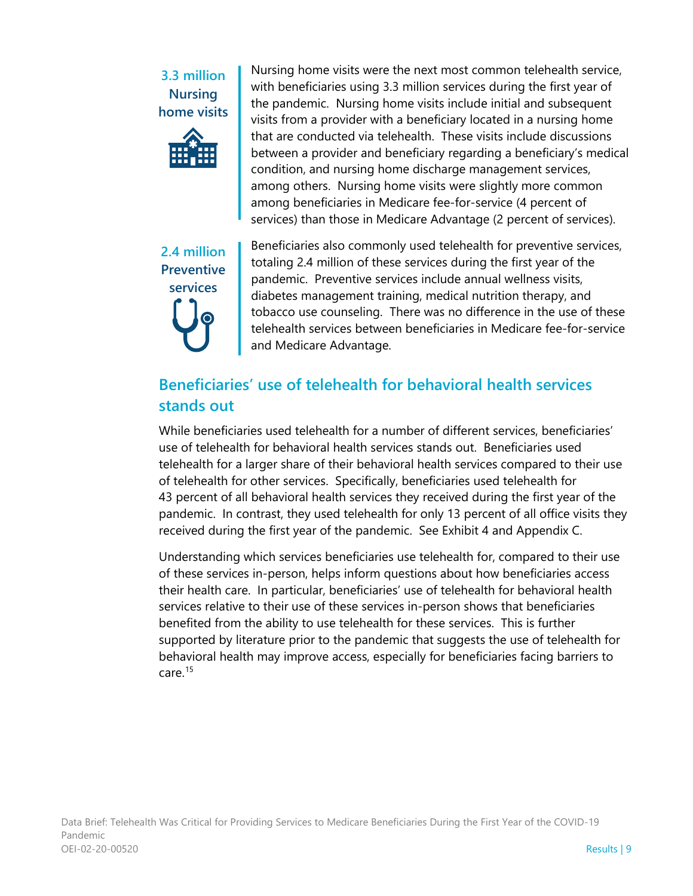**3.3 million Nursing home visits**

Nursing home visits were the next most common telehealth service, with beneficiaries using 3.3 million services during the first year of the pandemic. Nursing home visits include initial and subsequent visits from a provider with a beneficiary located in a nursing home that are conducted via telehealth. These visits include discussions between a provider and beneficiary regarding a beneficiary's medical condition, and nursing home discharge management services, among others. Nursing home visits were slightly more common among beneficiaries in Medicare fee-for-service (4 percent of services) than those in Medicare Advantage (2 percent of services).

**2.4 million Preventive services**

Beneficiaries also commonly used telehealth for preventive services, totaling 2.4 million of these services during the first year of the pandemic. Preventive services include annual wellness visits, diabetes management training, medical nutrition therapy, and tobacco use counseling. There was no difference in the use of these telehealth services between beneficiaries in Medicare fee-for-service and Medicare Advantage.

## Beneficiaries' use of telehealth for behavioral health services stands out

While beneficiaries used telehealth for a number of different services, beneficiaries' use of telehealth for behavioral health services stands out. Beneficiaries used telehealth for a larger share of their behavioral health services compared to their use of telehealth for other services. Specifically, beneficiaries used telehealth for 43 percent of all behavioral health services they received during the first year of the pandemic. In contrast, they used telehealth for only 13 percent of all office visits they received during the first year of the pandemic. See Exhibit 4 and Appendix C.

Understanding which services beneficiaries use telehealth for, compared to their use of these services in-person, helps inform questions about how beneficiaries access their health care. In particular, beneficiaries' use of telehealth for behavioral health services relative to their use of these services in-person shows that beneficiaries benefited from the ability to use telehealth for these services. This is further supported by literature prior to the pandemic that suggests the use of telehealth for behavioral health may improve access, especially for beneficiaries facing barriers to care.[15]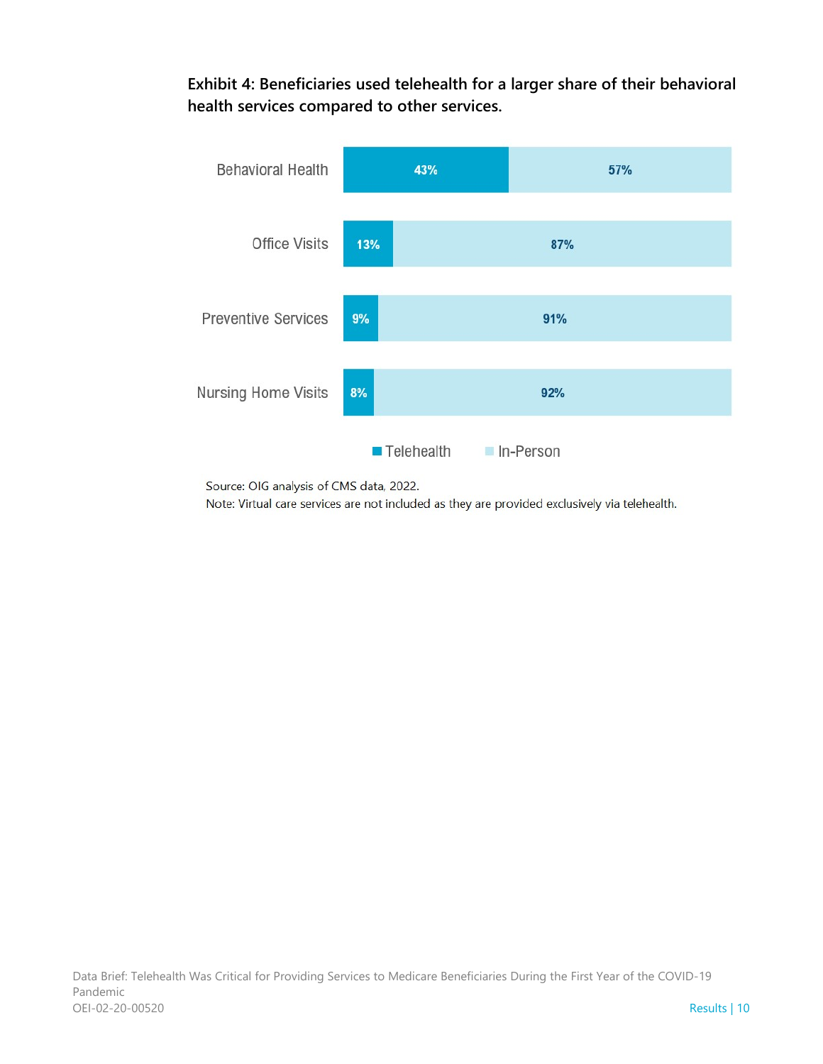**Exhibit 4: Beneficiaries used telehealth for a larger share of their behavioral health services compared to other services.**

| Service | Telehealth | In-Person |
|---|---|---|
| Behavioral Health | 43% | 57% |
| Office Visits | 13% | 87% |
| Preventive Services | 9% | 91% |
| Nursing Home Visits | 8% | 92% |

Source: OIG analysis of CMS data, 2022.
Note: Virtual care services are not included as they are provided exclusively via telehealth.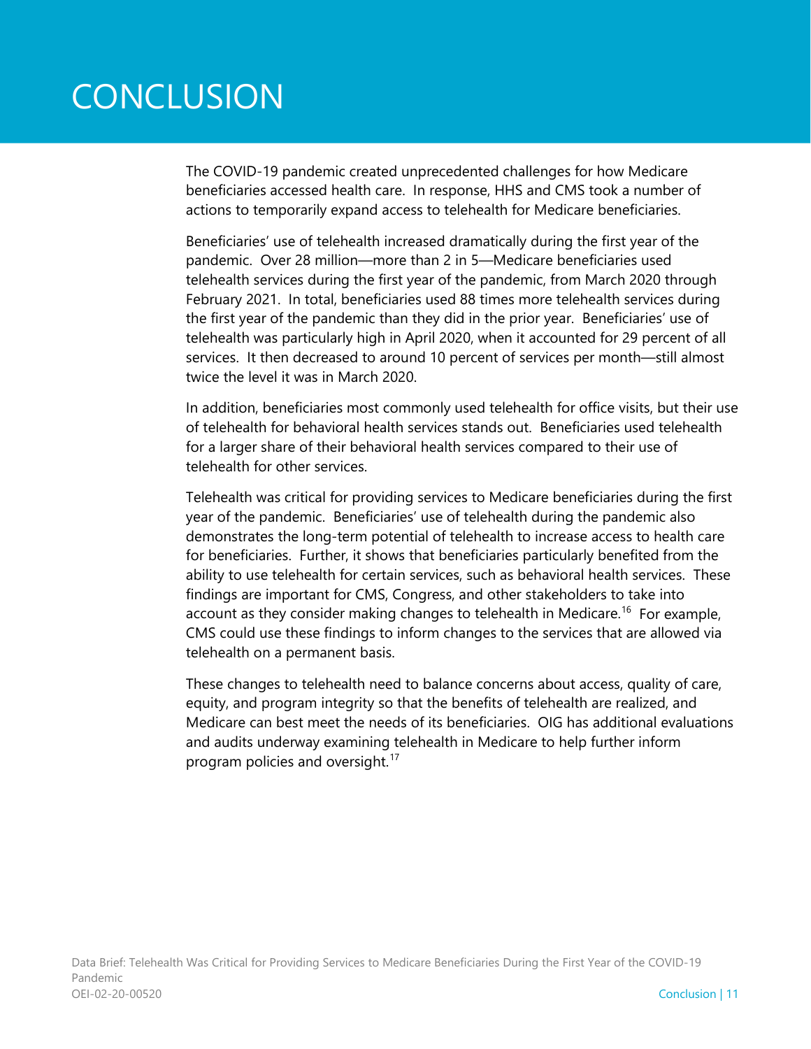# CONCLUSION

The COVID-19 pandemic created unprecedented challenges for how Medicare beneficiaries accessed health care. In response, HHS and CMS took a number of actions to temporarily expand access to telehealth for Medicare beneficiaries.

Beneficiaries' use of telehealth increased dramatically during the first year of the pandemic. Over 28 million—more than 2 in 5—Medicare beneficiaries used telehealth services during the first year of the pandemic, from March 2020 through February 2021. In total, beneficiaries used 88 times more telehealth services during the first year of the pandemic than they did in the prior year. Beneficiaries' use of telehealth was particularly high in April 2020, when it accounted for 29 percent of all services. It then decreased to around 10 percent of services per month—still almost twice the level it was in March 2020.

In addition, beneficiaries most commonly used telehealth for office visits, but their use of telehealth for behavioral health services stands out. Beneficiaries used telehealth for a larger share of their behavioral health services compared to their use of telehealth for other services.

Telehealth was critical for providing services to Medicare beneficiaries during the first year of the pandemic. Beneficiaries' use of telehealth during the pandemic also demonstrates the long-term potential of telehealth to increase access to health care for beneficiaries. Further, it shows that beneficiaries particularly benefited from the ability to use telehealth for certain services, such as behavioral health services. These findings are important for CMS, Congress, and other stakeholders to take into account as they consider making changes to telehealth in Medicare.[16] For example, CMS could use these findings to inform changes to the services that are allowed via telehealth on a permanent basis.

These changes to telehealth need to balance concerns about access, quality of care, equity, and program integrity so that the benefits of telehealth are realized, and Medicare can best meet the needs of its beneficiaries. OIG has additional evaluations and audits underway examining telehealth in Medicare to help further inform program policies and oversight.[17]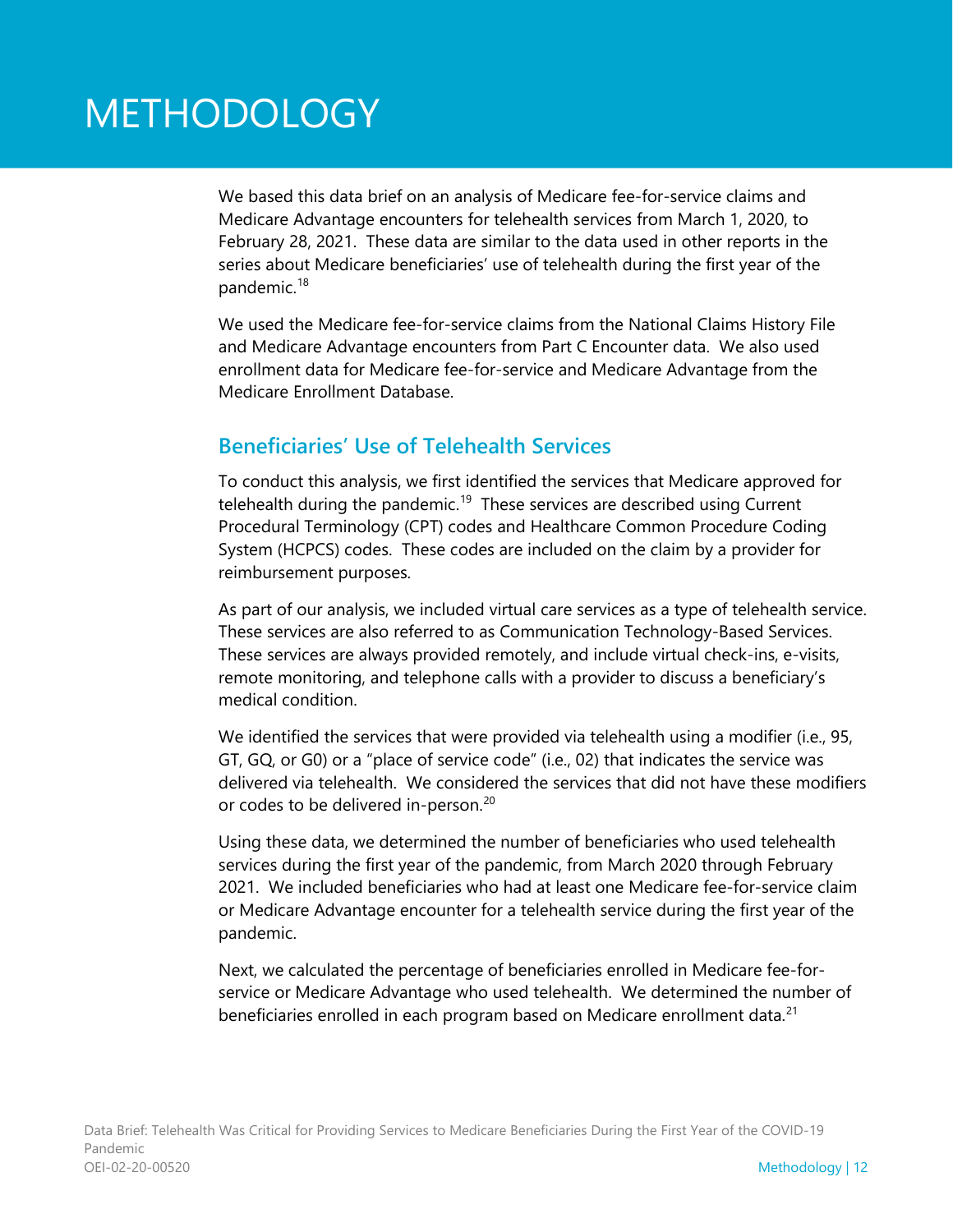# METHODOLOGY

We based this data brief on an analysis of Medicare fee-for-service claims and Medicare Advantage encounters for telehealth services from March 1, 2020, to February 28, 2021. These data are similar to the data used in other reports in the series about Medicare beneficiaries' use of telehealth during the first year of the pandemic.[18]

We used the Medicare fee-for-service claims from the National Claims History File and Medicare Advantage encounters from Part C Encounter data. We also used enrollment data for Medicare fee-for-service and Medicare Advantage from the Medicare Enrollment Database.

## Beneficiaries' Use of Telehealth Services

To conduct this analysis, we first identified the services that Medicare approved for telehealth during the pandemic.[19] These services are described using Current Procedural Terminology (CPT) codes and Healthcare Common Procedure Coding System (HCPCS) codes. These codes are included on the claim by a provider for reimbursement purposes.

As part of our analysis, we included virtual care services as a type of telehealth service. These services are also referred to as Communication Technology-Based Services. These services are always provided remotely, and include virtual check-ins, e-visits, remote monitoring, and telephone calls with a provider to discuss a beneficiary's medical condition.

We identified the services that were provided via telehealth using a modifier (i.e., 95, GT, GQ, or G0) or a "place of service code" (i.e., 02) that indicates the service was delivered via telehealth. We considered the services that did not have these modifiers or codes to be delivered in-person.[20]

Using these data, we determined the number of beneficiaries who used telehealth services during the first year of the pandemic, from March 2020 through February 2021. We included beneficiaries who had at least one Medicare fee-for-service claim or Medicare Advantage encounter for a telehealth service during the first year of the pandemic.

Next, we calculated the percentage of beneficiaries enrolled in Medicare fee-for-service or Medicare Advantage who used telehealth. We determined the number of beneficiaries enrolled in each program based on Medicare enrollment data.[21]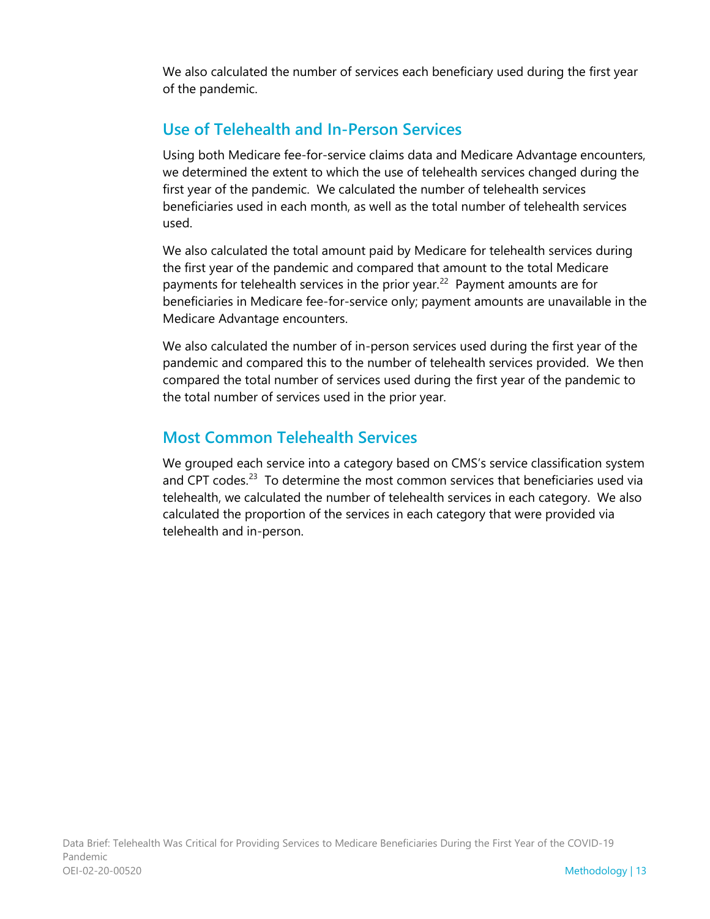We also calculated the number of services each beneficiary used during the first year of the pandemic.

## Use of Telehealth and In-Person Services

Using both Medicare fee-for-service claims data and Medicare Advantage encounters, we determined the extent to which the use of telehealth services changed during the first year of the pandemic. We calculated the number of telehealth services beneficiaries used in each month, as well as the total number of telehealth services used.

We also calculated the total amount paid by Medicare for telehealth services during the first year of the pandemic and compared that amount to the total Medicare payments for telehealth services in the prior year.[22] Payment amounts are for beneficiaries in Medicare fee-for-service only; payment amounts are unavailable in the Medicare Advantage encounters.

We also calculated the number of in-person services used during the first year of the pandemic and compared this to the number of telehealth services provided. We then compared the total number of services used during the first year of the pandemic to the total number of services used in the prior year.

## Most Common Telehealth Services

We grouped each service into a category based on CMS's service classification system and CPT codes.[23] To determine the most common services that beneficiaries used via telehealth, we calculated the number of telehealth services in each category. We also calculated the proportion of the services in each category that were provided via telehealth and in-person.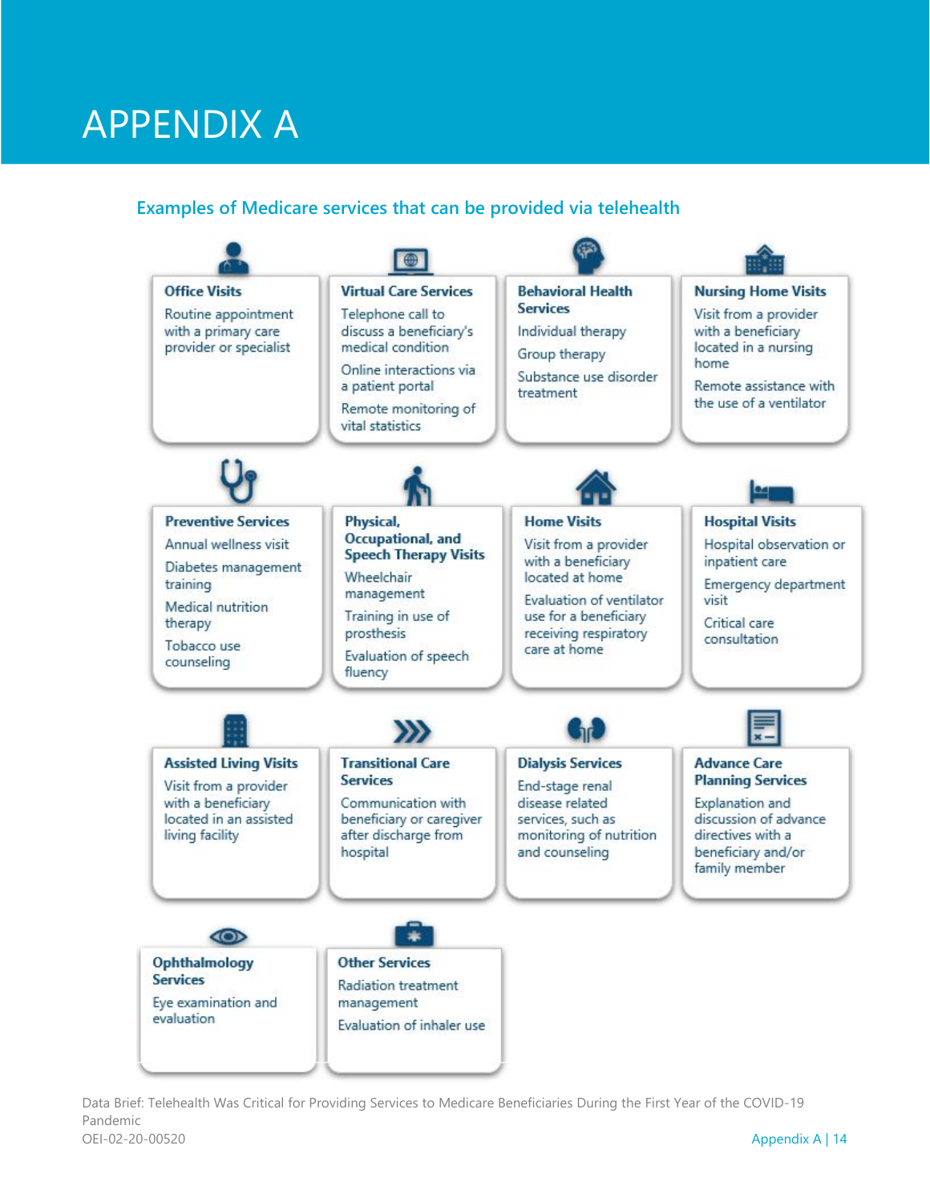# APPENDIX A

### Examples of Medicare services that can be provided via telehealth

**Office Visits**
- Routine appointment with a primary care provider or specialist

**Virtual Care Services**
- Telephone call to discuss a beneficiary's medical condition
- Online interactions via a patient portal
- Remote monitoring of vital statistics

**Behavioral Health Services**
- Individual therapy
- Group therapy
- Substance use disorder treatment

**Nursing Home Visits**
- Visit from a provider with a beneficiary located in a nursing home
- Remote assistance with the use of a ventilator

**Preventive Services**
- Annual wellness visit
- Diabetes management training
- Medical nutrition therapy
- Tobacco use counseling

**Physical, Occupational, and Speech Therapy Visits**
- Wheelchair management
- Training in use of prosthesis
- Evaluation of speech fluency

**Home Visits**
- Visit from a provider with a beneficiary located at home
- Evaluation of ventilator use for a beneficiary receiving respiratory care at home

**Hospital Visits**
- Hospital observation or inpatient care
- Emergency department visit
- Critical care consultation

**Assisted Living Visits**
- Visit from a provider with a beneficiary located in an assisted living facility

**Transitional Care Services**
- Communication with beneficiary or caregiver after discharge from hospital

**Dialysis Services**
- End-stage renal disease related services, such as monitoring of nutrition and counseling

**Advance Care Planning Services**
- Explanation and discussion of advance directives with a beneficiary and/or family member

**Ophthalmology Services**
- Eye examination and evaluation

**Other Services**
- Radiation treatment management
- Evaluation of inhaler use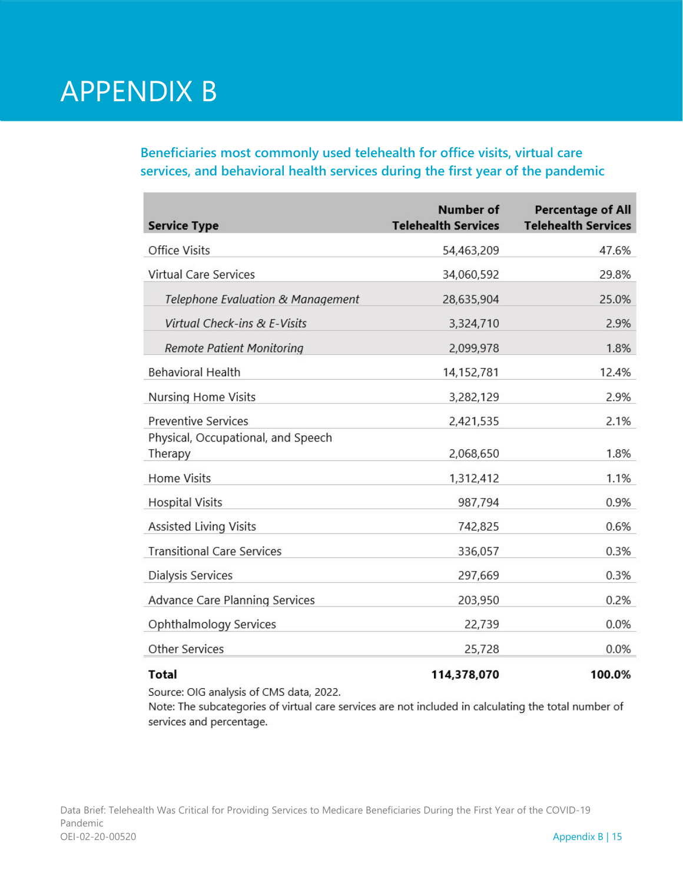# APPENDIX B

### Beneficiaries most commonly used telehealth for office visits, virtual care services, and behavioral health services during the first year of the pandemic

| Service Type | Number of Telehealth Services | Percentage of All Telehealth Services |
|---|---|---|
| Office Visits | 54,463,209 | 47.6% |
| Virtual Care Services | 34,060,592 | 29.8% |
| *Telephone Evaluation & Management* | 28,635,904 | 25.0% |
| *Virtual Check-ins & E-Visits* | 3,324,710 | 2.9% |
| *Remote Patient Monitoring* | 2,099,978 | 1.8% |
| Behavioral Health | 14,152,781 | 12.4% |
| Nursing Home Visits | 3,282,129 | 2.9% |
| Preventive Services | 2,421,535 | 2.1% |
| Physical, Occupational, and Speech Therapy | 2,068,650 | 1.8% |
| Home Visits | 1,312,412 | 1.1% |
| Hospital Visits | 987,794 | 0.9% |
| Assisted Living Visits | 742,825 | 0.6% |
| Transitional Care Services | 336,057 | 0.3% |
| Dialysis Services | 297,669 | 0.3% |
| Advance Care Planning Services | 203,950 | 0.2% |
| Ophthalmology Services | 22,739 | 0.0% |
| Other Services | 25,728 | 0.0% |
| **Total** | **114,378,070** | **100.0%** |

Source: OIG analysis of CMS data, 2022.
Note: The subcategories of virtual care services are not included in calculating the total number of services and percentage.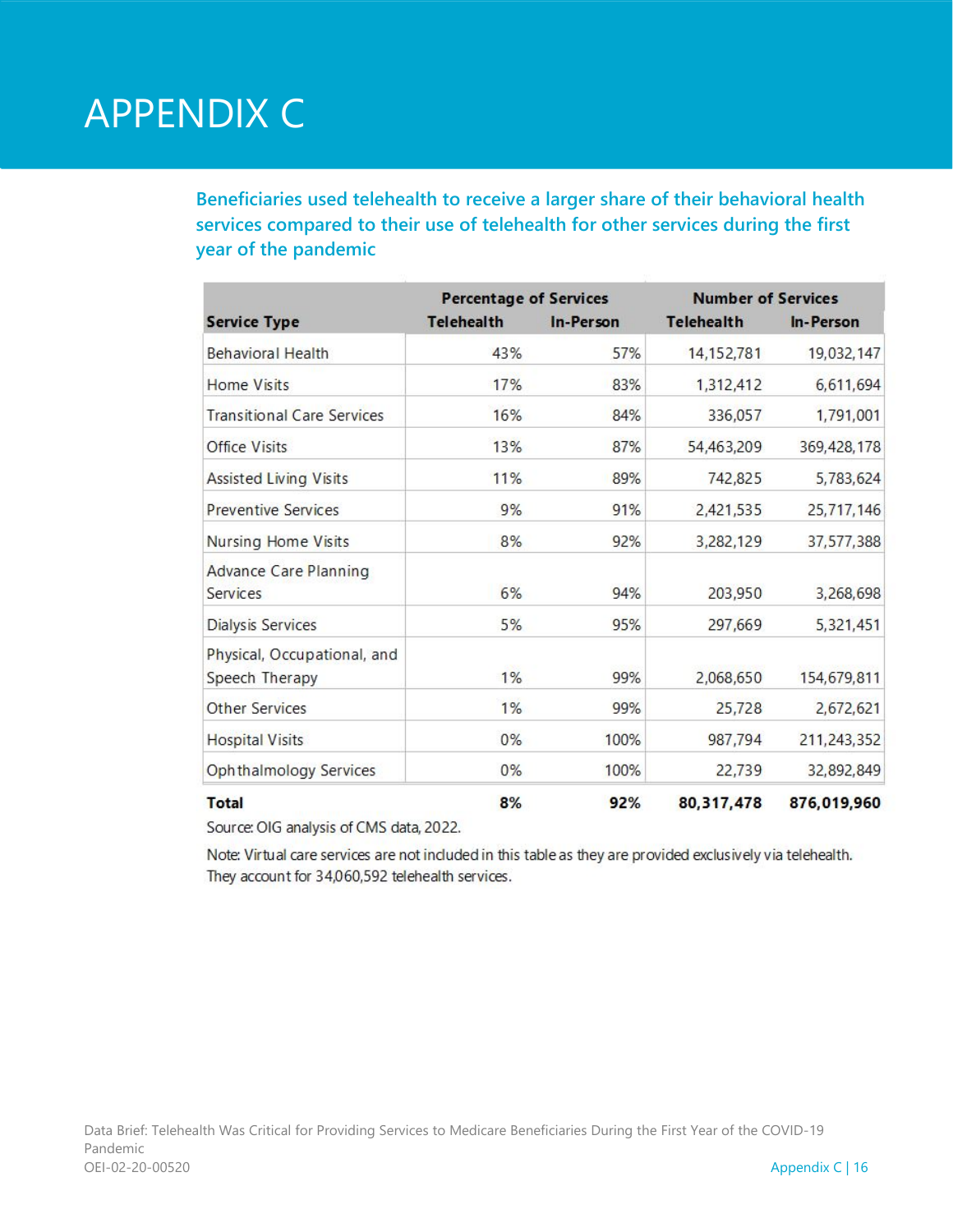# APPENDIX C

### Beneficiaries used telehealth to receive a larger share of their behavioral health services compared to their use of telehealth for other services during the first year of the pandemic

| Service Type | Percentage of Services | | Number of Services | |
|---|---|---|---|---|
| | Telehealth | In-Person | Telehealth | In-Person |
| Behavioral Health | 43% | 57% | 14,152,781 | 19,032,147 |
| Home Visits | 17% | 83% | 1,312,412 | 6,611,694 |
| Transitional Care Services | 16% | 84% | 336,057 | 1,791,001 |
| Office Visits | 13% | 87% | 54,463,209 | 369,428,178 |
| Assisted Living Visits | 11% | 89% | 742,825 | 5,783,624 |
| Preventive Services | 9% | 91% | 2,421,535 | 25,717,146 |
| Nursing Home Visits | 8% | 92% | 3,282,129 | 37,577,388 |
| Advance Care Planning Services | 6% | 94% | 203,950 | 3,268,698 |
| Dialysis Services | 5% | 95% | 297,669 | 5,321,451 |
| Physical, Occupational, and Speech Therapy | 1% | 99% | 2,068,650 | 154,679,811 |
| Other Services | 1% | 99% | 25,728 | 2,672,621 |
| Hospital Visits | 0% | 100% | 987,794 | 211,243,352 |
| Ophthalmology Services | 0% | 100% | 22,739 | 32,892,849 |
| **Total** | **8%** | **92%** | **80,317,478** | **876,019,960** |

Source: OIG analysis of CMS data, 2022.

Note: Virtual care services are not included in this table as they are provided exclusively via telehealth. They account for 34,060,592 telehealth services.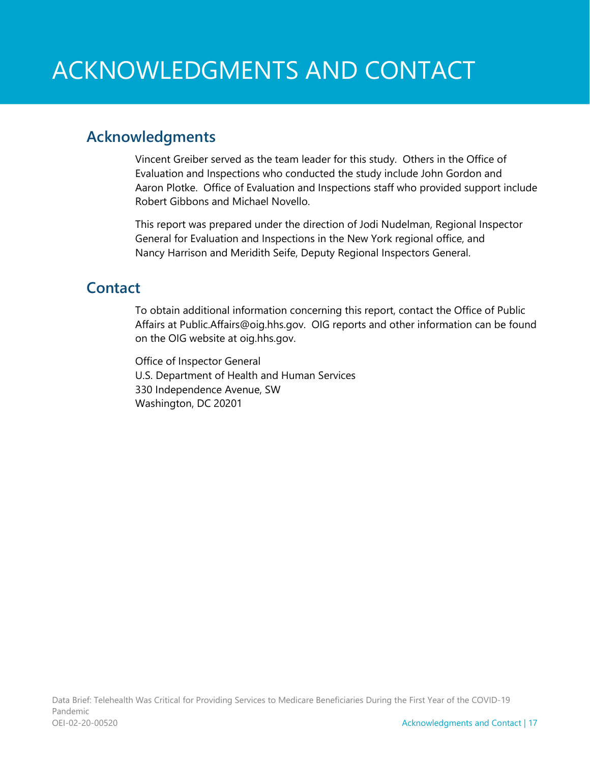# ACKNOWLEDGMENTS AND CONTACT

## Acknowledgments

Vincent Greiber served as the team leader for this study. Others in the Office of Evaluation and Inspections who conducted the study include John Gordon and Aaron Plotke. Office of Evaluation and Inspections staff who provided support include Robert Gibbons and Michael Novello.

This report was prepared under the direction of Jodi Nudelman, Regional Inspector General for Evaluation and Inspections in the New York regional office, and Nancy Harrison and Meridith Seife, Deputy Regional Inspectors General.

## Contact

To obtain additional information concerning this report, contact the Office of Public Affairs at Public.Affairs@oig.hhs.gov. OIG reports and other information can be found on the OIG website at oig.hhs.gov.

Office of Inspector General
U.S. Department of Health and Human Services
330 Independence Avenue, SW
Washington, DC 20201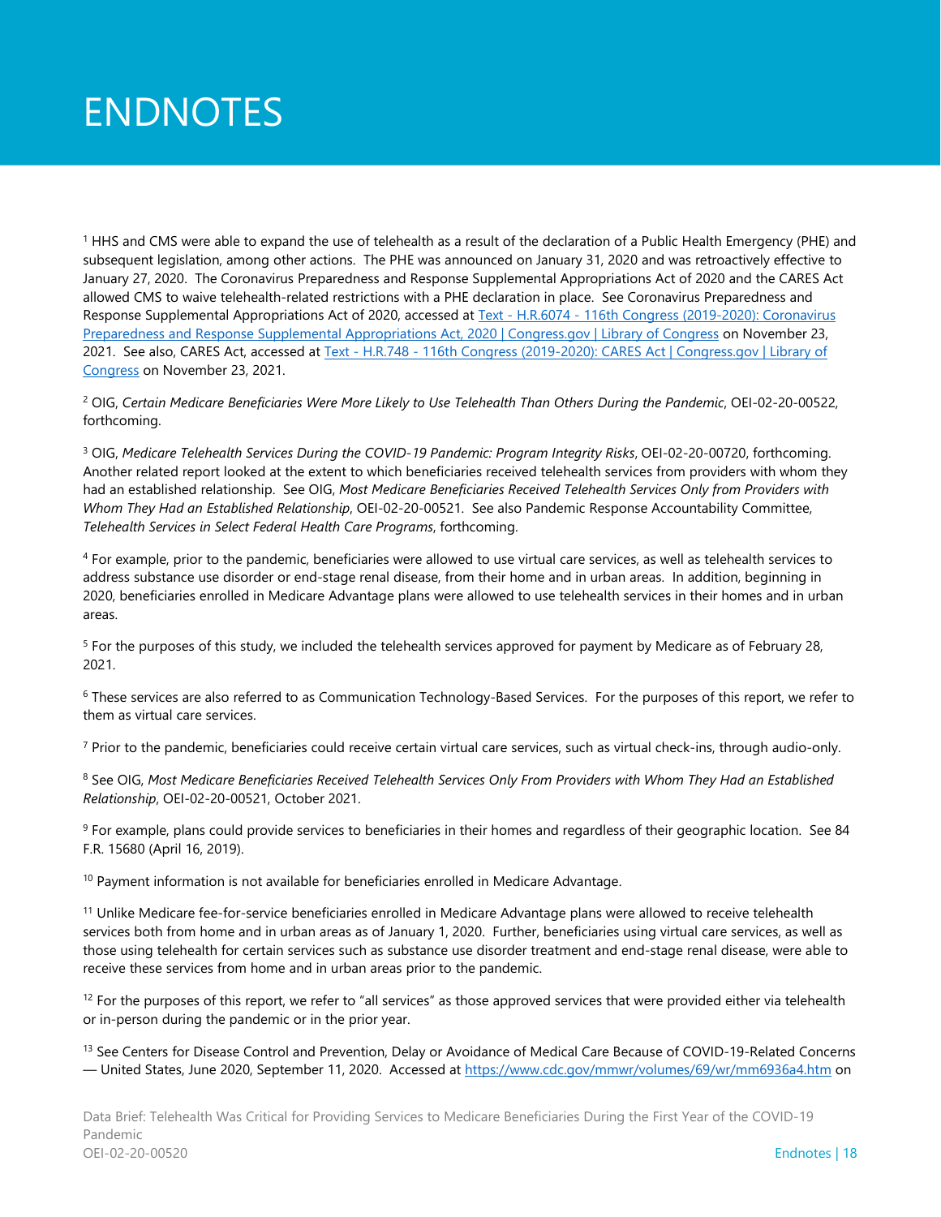# ENDNOTES

[1] HHS and CMS were able to expand the use of telehealth as a result of the declaration of a Public Health Emergency (PHE) and subsequent legislation, among other actions. The PHE was announced on January 31, 2020 and was retroactively effective to January 27, 2020. The Coronavirus Preparedness and Response Supplemental Appropriations Act of 2020 and the CARES Act allowed CMS to waive telehealth-related restrictions with a PHE declaration in place. See Coronavirus Preparedness and Response Supplemental Appropriations Act of 2020, accessed at Text - H.R.6074 - 116th Congress (2019-2020): Coronavirus Preparedness and Response Supplemental Appropriations Act, 2020 | Congress.gov | Library of Congress on November 23, 2021. See also, CARES Act, accessed at Text - H.R.748 - 116th Congress (2019-2020): CARES Act | Congress.gov | Library of Congress on November 23, 2021.

[2] OIG, *Certain Medicare Beneficiaries Were More Likely to Use Telehealth Than Others During the Pandemic*, OEI-02-20-00522, forthcoming.

[3] OIG, *Medicare Telehealth Services During the COVID-19 Pandemic: Program Integrity Risks*, OEI-02-20-00720, forthcoming. Another related report looked at the extent to which beneficiaries received telehealth services from providers with whom they had an established relationship. See OIG, *Most Medicare Beneficiaries Received Telehealth Services Only from Providers with Whom They Had an Established Relationship*, OEI-02-20-00521. See also Pandemic Response Accountability Committee, *Telehealth Services in Select Federal Health Care Programs*, forthcoming.

[4] For example, prior to the pandemic, beneficiaries were allowed to use virtual care services, as well as telehealth services to address substance use disorder or end-stage renal disease, from their home and in urban areas. In addition, beginning in 2020, beneficiaries enrolled in Medicare Advantage plans were allowed to use telehealth services in their homes and in urban areas.

[5] For the purposes of this study, we included the telehealth services approved for payment by Medicare as of February 28, 2021.

[6] These services are also referred to as Communication Technology-Based Services. For the purposes of this report, we refer to them as virtual care services.

[7] Prior to the pandemic, beneficiaries could receive certain virtual care services, such as virtual check-ins, through audio-only.

[8] See OIG, *Most Medicare Beneficiaries Received Telehealth Services Only From Providers with Whom They Had an Established Relationship*, OEI-02-20-00521, October 2021.

[9] For example, plans could provide services to beneficiaries in their homes and regardless of their geographic location. See 84 F.R. 15680 (April 16, 2019).

[10] Payment information is not available for beneficiaries enrolled in Medicare Advantage.

[11] Unlike Medicare fee-for-service beneficiaries enrolled in Medicare Advantage plans were allowed to receive telehealth services both from home and in urban areas as of January 1, 2020. Further, beneficiaries using virtual care services, as well as those using telehealth for certain services such as substance use disorder treatment and end-stage renal disease, were able to receive these services from home and in urban areas prior to the pandemic.

[12] For the purposes of this report, we refer to "all services" as those approved services that were provided either via telehealth or in-person during the pandemic or in the prior year.

[13] See Centers for Disease Control and Prevention, Delay or Avoidance of Medical Care Because of COVID-19-Related Concerns — United States, June 2020, September 11, 2020. Accessed at https://www.cdc.gov/mmwr/volumes/69/wr/mm6936a4.htm on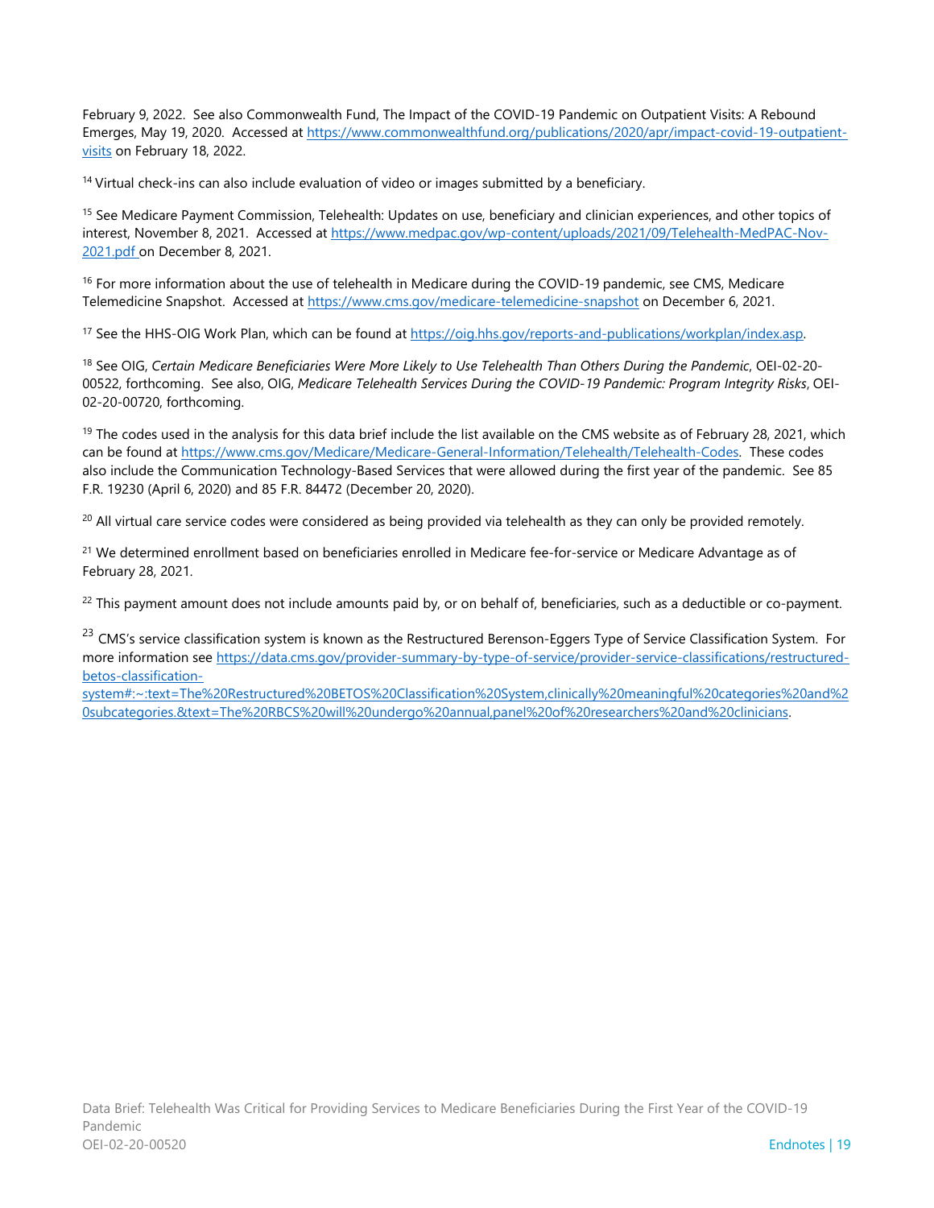February 9, 2022. See also Commonwealth Fund, The Impact of the COVID-19 Pandemic on Outpatient Visits: A Rebound Emerges, May 19, 2020. Accessed at https://www.commonwealthfund.org/publications/2020/apr/impact-covid-19-outpatient-visits on February 18, 2022.

[14] Virtual check-ins can also include evaluation of video or images submitted by a beneficiary.

[15] See Medicare Payment Commission, Telehealth: Updates on use, beneficiary and clinician experiences, and other topics of interest, November 8, 2021. Accessed at https://www.medpac.gov/wp-content/uploads/2021/09/Telehealth-MedPAC-Nov-2021.pdf on December 8, 2021.

[16] For more information about the use of telehealth in Medicare during the COVID-19 pandemic, see CMS, Medicare Telemedicine Snapshot. Accessed at https://www.cms.gov/medicare-telemedicine-snapshot on December 6, 2021.

[17] See the HHS-OIG Work Plan, which can be found at https://oig.hhs.gov/reports-and-publications/workplan/index.asp.

[18] See OIG, *Certain Medicare Beneficiaries Were More Likely to Use Telehealth Than Others During the Pandemic*, OEI-02-20-00522, forthcoming. See also, OIG, *Medicare Telehealth Services During the COVID-19 Pandemic: Program Integrity Risks*, OEI-02-20-00720, forthcoming.

[19] The codes used in the analysis for this data brief include the list available on the CMS website as of February 28, 2021, which can be found at https://www.cms.gov/Medicare/Medicare-General-Information/Telehealth/Telehealth-Codes. These codes also include the Communication Technology-Based Services that were allowed during the first year of the pandemic. See 85 F.R. 19230 (April 6, 2020) and 85 F.R. 84472 (December 20, 2020).

[20] All virtual care service codes were considered as being provided via telehealth as they can only be provided remotely.

[21] We determined enrollment based on beneficiaries enrolled in Medicare fee-for-service or Medicare Advantage as of February 28, 2021.

[22] This payment amount does not include amounts paid by, or on behalf of, beneficiaries, such as a deductible or co-payment.

[23] CMS's service classification system is known as the Restructured Berenson-Eggers Type of Service Classification System. For more information see https://data.cms.gov/provider-summary-by-type-of-service/provider-service-classifications/restructured-betos-classification-system#:~:text=The%20Restructured%20BETOS%20Classification%20System,clinically%20meaningful%20categories%20and%20subcategories.&text=The%20RBCS%20will%20undergo%20annual,panel%20of%20researchers%20and%20clinicians.